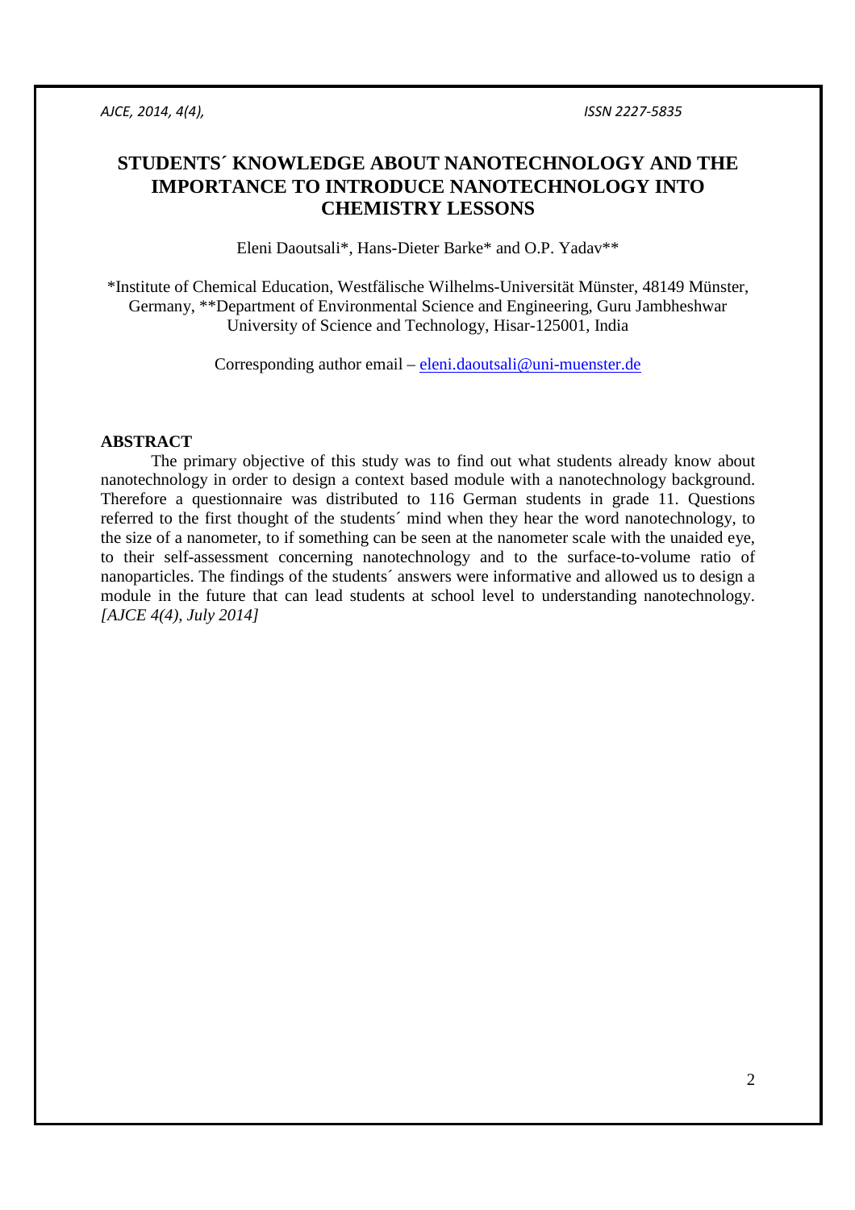# STUDENTS´ KNOWLEDGE ABOUT NANOTECHNOLOGY AND THE IMPORTANCE TO INTRODUCE NANOTECHNOLOGY INTO CHEMISTRY LESSONS

Eleni Daoutsali*, Hans-Dieter Barke* and O.P. Yadav**

*Institute of Chemical Education, Westfälische Wilhelms-Universität Münster, 48149 Münster, Germany, **Department of Environmental Science and Engineering, Guru Jambheshwar University of Science and Technology, Hisar-125001, India

Corresponding author email – eleni.daoutsali@uni-muenster.de

## ABSTRACT

The primary objective of this study was to find out what students already know about nanotechnology in order to design a context based module with a nanotechnology background. Therefore a questionnaire was distributed to 116 German students in grade 11. Questions referred to the first thought of the students´ mind when they hear the word nanotechnology, to the size of a nanometer, to if something can be seen at the nanometer scale with the unaided eye, to their self-assessment concerning nanotechnology and to the surface-to-volume ratio of nanoparticles. The findings of the students´ answers were informative and allowed us to design a module in the future that can lead students at school level to understanding nanotechnology. *[AJCE 4(4), July 2014]*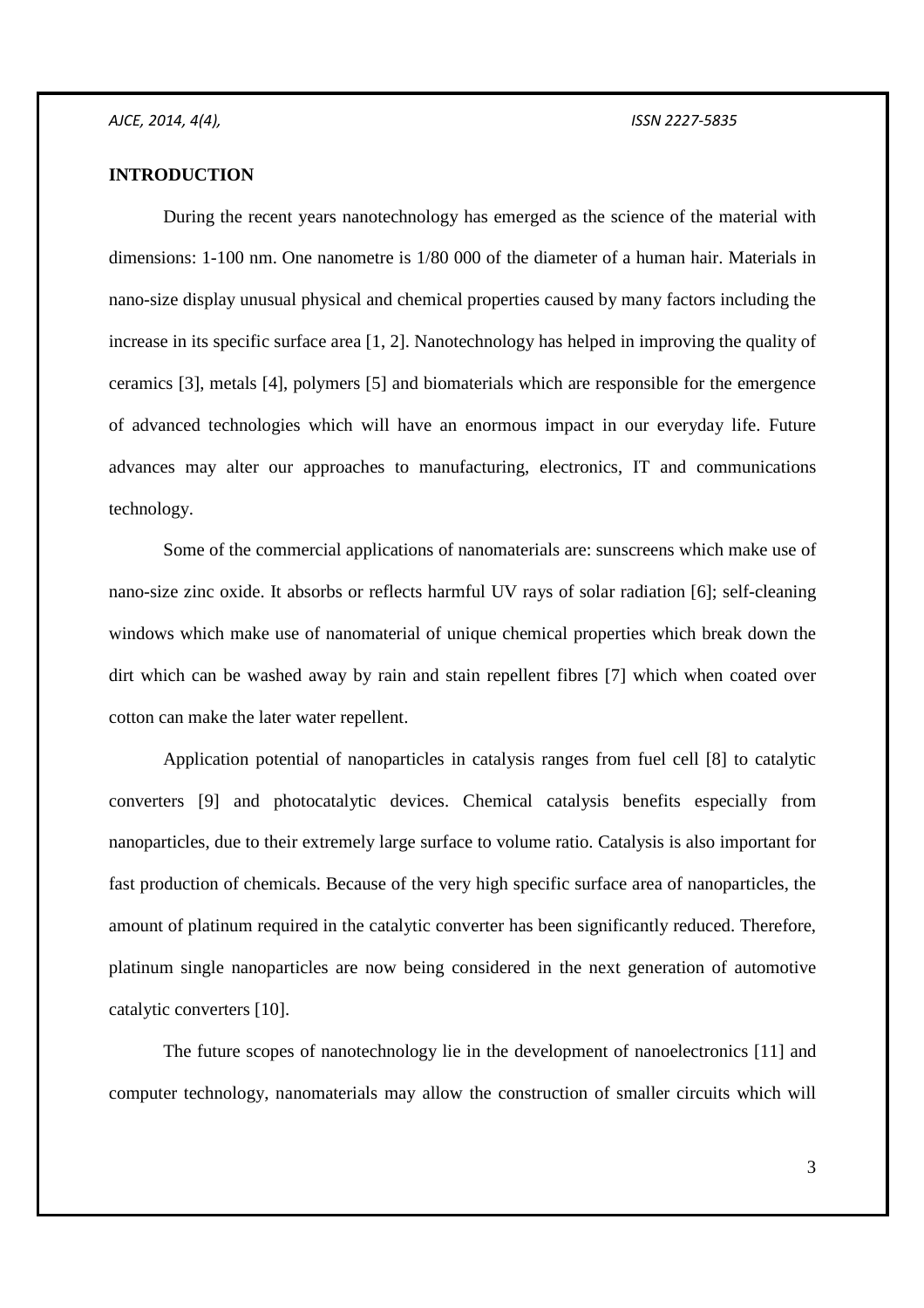## INTRODUCTION

During the recent years nanotechnology has emerged as the science of the material with dimensions: 1-100 nm. One nanometre is 1/80 000 of the diameter of a human hair. Materials in nano-size display unusual physical and chemical properties caused by many factors including the increase in its specific surface area [1, 2]. Nanotechnology has helped in improving the quality of ceramics [3], metals [4], polymers [5] and biomaterials which are responsible for the emergence of advanced technologies which will have an enormous impact in our everyday life. Future advances may alter our approaches to manufacturing, electronics, IT and communications technology.

Some of the commercial applications of nanomaterials are: sunscreens which make use of nano-size zinc oxide. It absorbs or reflects harmful UV rays of solar radiation [6]; self-cleaning windows which make use of nanomaterial of unique chemical properties which break down the dirt which can be washed away by rain and stain repellent fibres [7] which when coated over cotton can make the later water repellent.

Application potential of nanoparticles in catalysis ranges from fuel cell [8] to catalytic converters [9] and photocatalytic devices. Chemical catalysis benefits especially from nanoparticles, due to their extremely large surface to volume ratio. Catalysis is also important for fast production of chemicals. Because of the very high specific surface area of nanoparticles, the amount of platinum required in the catalytic converter has been significantly reduced. Therefore, platinum single nanoparticles are now being considered in the next generation of automotive catalytic converters [10].

The future scopes of nanotechnology lie in the development of nanoelectronics [11] and computer technology, nanomaterials may allow the construction of smaller circuits which will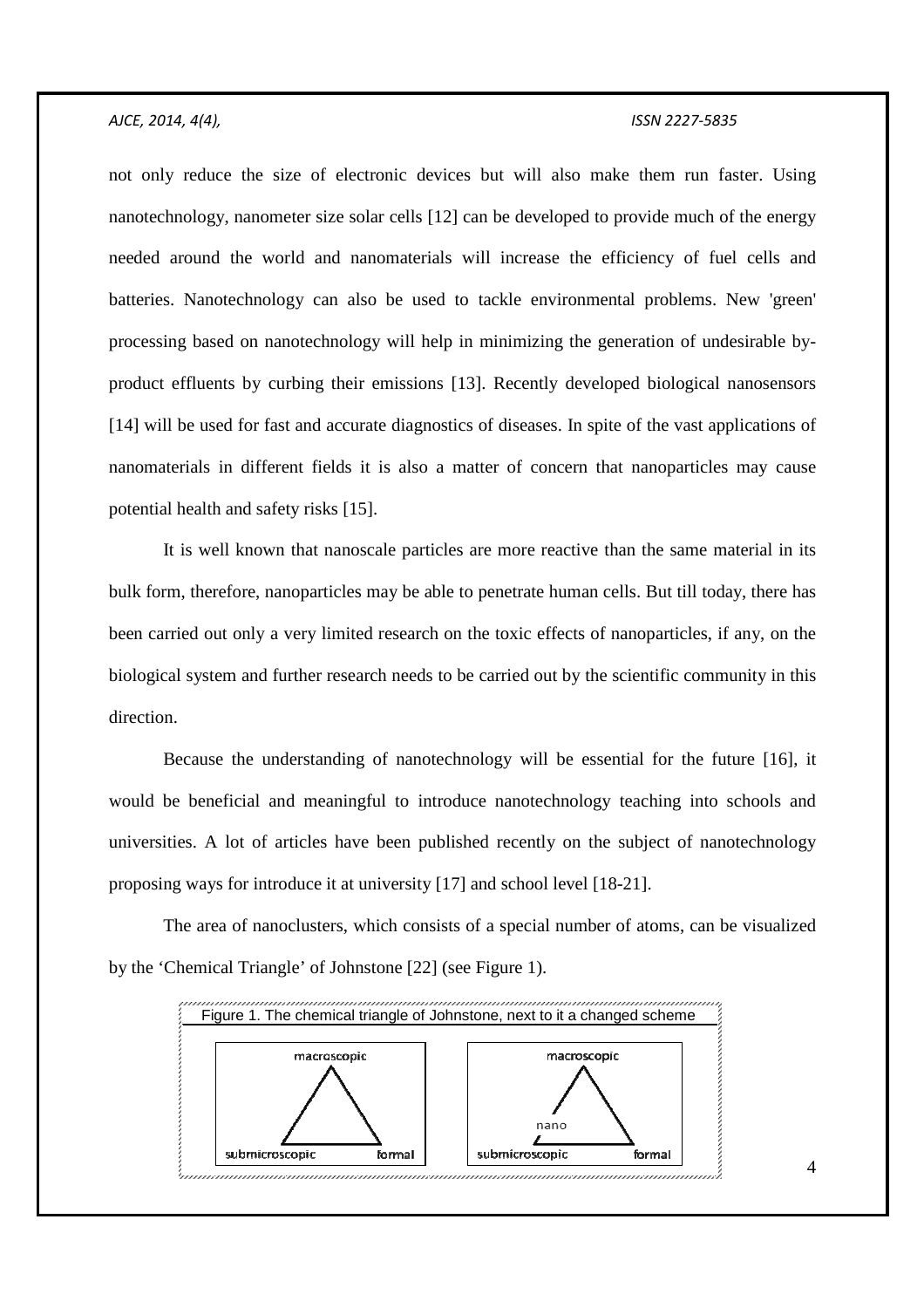not only reduce the size of electronic devices but will also make them run faster. Using nanotechnology, nanometer size solar cells [12] can be developed to provide much of the energy needed around the world and nanomaterials will increase the efficiency of fuel cells and batteries. Nanotechnology can also be used to tackle environmental problems. New 'green' processing based on nanotechnology will help in minimizing the generation of undesirable by-product effluents by curbing their emissions [13]. Recently developed biological nanosensors [14] will be used for fast and accurate diagnostics of diseases. In spite of the vast applications of nanomaterials in different fields it is also a matter of concern that nanoparticles may cause potential health and safety risks [15].

It is well known that nanoscale particles are more reactive than the same material in its bulk form, therefore, nanoparticles may be able to penetrate human cells. But till today, there has been carried out only a very limited research on the toxic effects of nanoparticles, if any, on the biological system and further research needs to be carried out by the scientific community in this direction.

Because the understanding of nanotechnology will be essential for the future [16], it would be beneficial and meaningful to introduce nanotechnology teaching into schools and universities. A lot of articles have been published recently on the subject of nanotechnology proposing ways for introduce it at university [17] and school level [18-21].

The area of nanoclusters, which consists of a special number of atoms, can be visualized by the 'Chemical Triangle' of Johnstone [22] (see Figure 1).

Figure 1. The chemical triangle of Johnstone, next to it a changed scheme

macroscopic

submicroscopic formal

macroscopic

nano

submicroscopic formal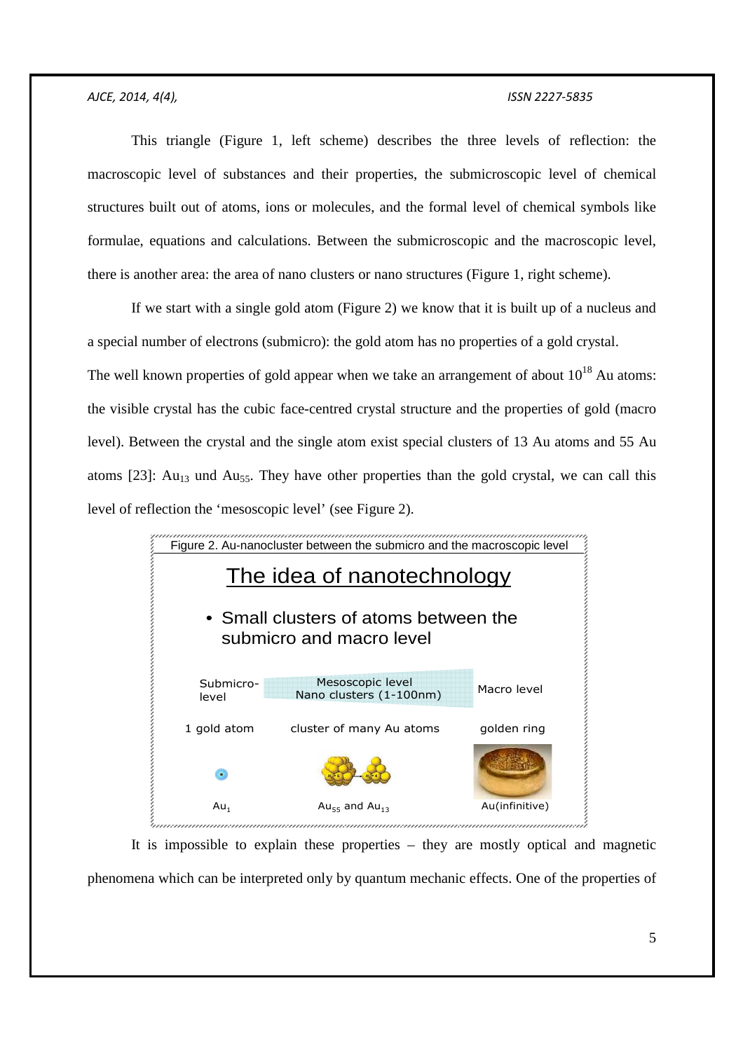This triangle (Figure 1, left scheme) describes the three levels of reflection: the macroscopic level of substances and their properties, the submicroscopic level of chemical structures built out of atoms, ions or molecules, and the formal level of chemical symbols like formulae, equations and calculations. Between the submicroscopic and the macroscopic level, there is another area: the area of nano clusters or nano structures (Figure 1, right scheme).

If we start with a single gold atom (Figure 2) we know that it is built up of a nucleus and a special number of electrons (submicro): the gold atom has no properties of a gold crystal. The well known properties of gold appear when we take an arrangement of about $10^{18}$ Au atoms: the visible crystal has the cubic face-centred crystal structure and the properties of gold (macro level). Between the crystal and the single atom exist special clusters of 13 Au atoms and 55 Au atoms [23]: $Au_{13}$ und $Au_{55}$. They have other properties than the gold crystal, we can call this level of reflection the 'mesoscopic level' (see Figure 2).

Figure 2. Au-nanocluster between the submicro and the macroscopic level

The idea of nanotechnology

- Small clusters of atoms between the submicro and macro level

| Submicro-level | Mesoscopic level Nano clusters (1-100nm) | Macro level |
|---|---|---|
| 1 gold atom | cluster of many Au atoms | golden ring |
| $Au_1$ | $Au_{55}$ and $Au_{13}$ | Au(infinitive) |

It is impossible to explain these properties – they are mostly optical and magnetic phenomena which can be interpreted only by quantum mechanic effects. One of the properties of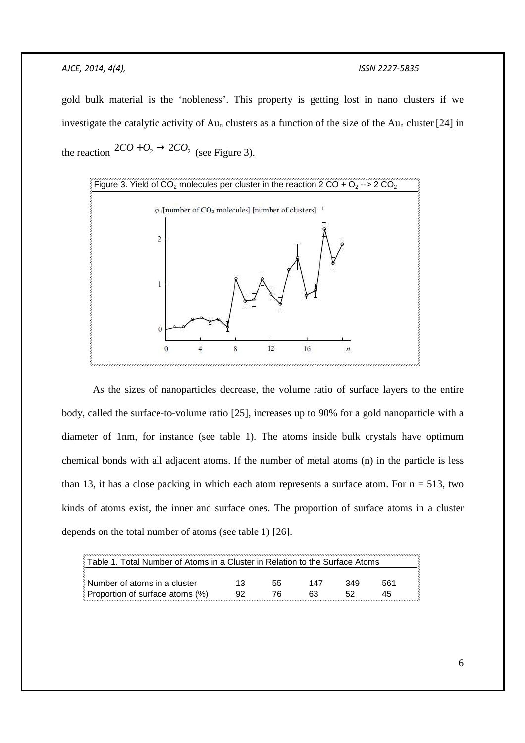gold bulk material is the 'nobleness'. This property is getting lost in nano clusters if we investigate the catalytic activity of $Au_n$ clusters as a function of the size of the $Au_n$ cluster [24] in the reaction $2CO + O_2 \rightarrow 2CO_2$ (see Figure 3).

Figure 3. Yield of $CO_2$ molecules per cluster in the reaction 2 CO + $O_2$ --> 2 $CO_2$

As the sizes of nanoparticles decrease, the volume ratio of surface layers to the entire body, called the surface-to-volume ratio [25], increases up to 90% for a gold nanoparticle with a diameter of 1nm, for instance (see table 1). The atoms inside bulk crystals have optimum chemical bonds with all adjacent atoms. If the number of metal atoms (n) in the particle is less than 13, it has a close packing in which each atom represents a surface atom. For n = 513, two kinds of atoms exist, the inner and surface ones. The proportion of surface atoms in a cluster depends on the total number of atoms (see table 1) [26].

Table 1. Total Number of Atoms in a Cluster in Relation to the Surface Atoms

| Number of atoms in a cluster | 13 | 55 | 147 | 349 | 561 |
|---|---|---|---|---|---|
| Proportion of surface atoms (%) | 92 | 76 | 63 | 52 | 45 |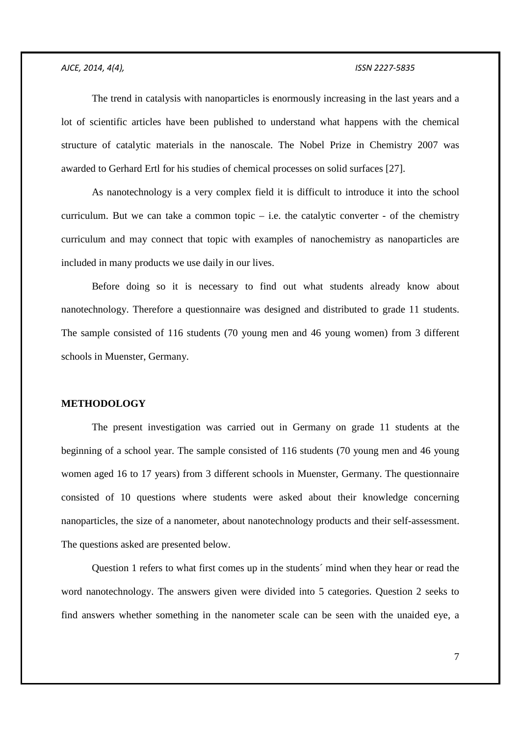The trend in catalysis with nanoparticles is enormously increasing in the last years and a lot of scientific articles have been published to understand what happens with the chemical structure of catalytic materials in the nanoscale. The Nobel Prize in Chemistry 2007 was awarded to Gerhard Ertl for his studies of chemical processes on solid surfaces [27].

As nanotechnology is a very complex field it is difficult to introduce it into the school curriculum. But we can take a common topic – i.e. the catalytic converter - of the chemistry curriculum and may connect that topic with examples of nanochemistry as nanoparticles are included in many products we use daily in our lives.

Before doing so it is necessary to find out what students already know about nanotechnology. Therefore a questionnaire was designed and distributed to grade 11 students. The sample consisted of 116 students (70 young men and 46 young women) from 3 different schools in Muenster, Germany.

## METHODOLOGY

The present investigation was carried out in Germany on grade 11 students at the beginning of a school year. The sample consisted of 116 students (70 young men and 46 young women aged 16 to 17 years) from 3 different schools in Muenster, Germany. The questionnaire consisted of 10 questions where students were asked about their knowledge concerning nanoparticles, the size of a nanometer, about nanotechnology products and their self-assessment. The questions asked are presented below.

Question 1 refers to what first comes up in the students´ mind when they hear or read the word nanotechnology. The answers given were divided into 5 categories. Question 2 seeks to find answers whether something in the nanometer scale can be seen with the unaided eye, a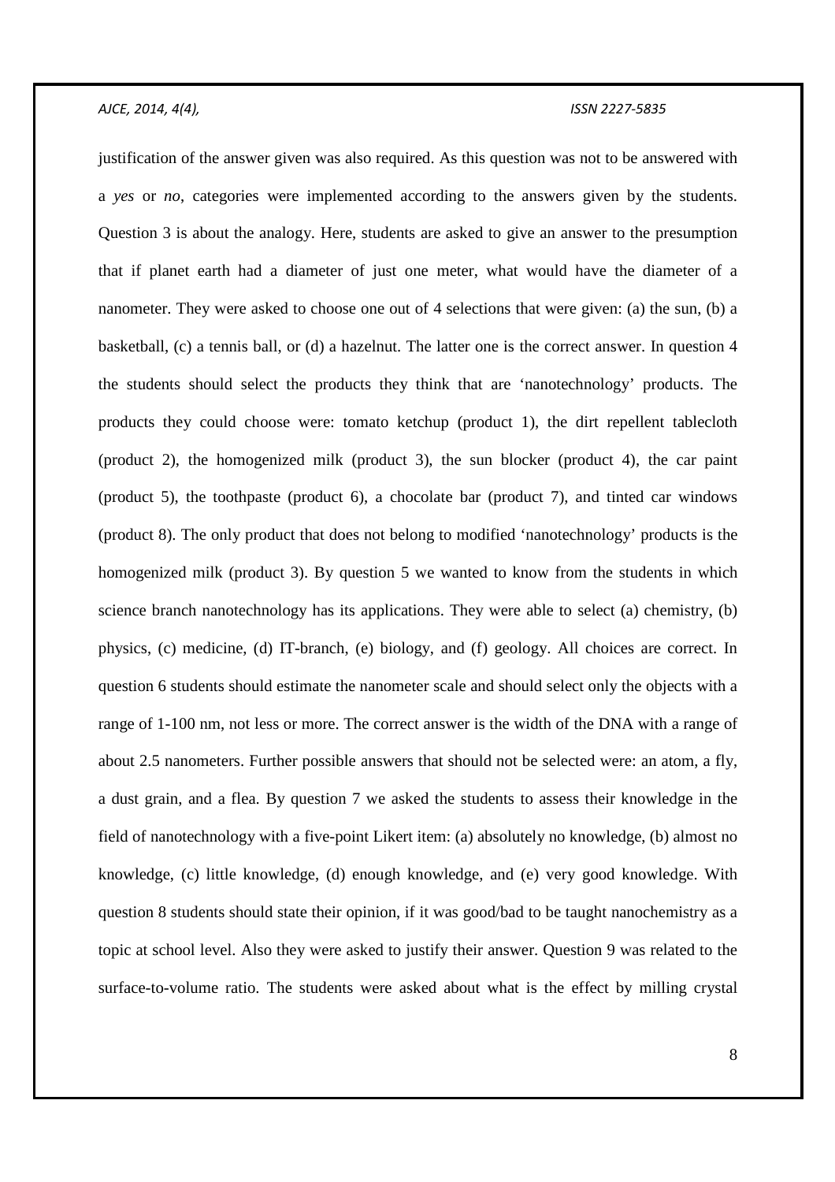justification of the answer given was also required. As this question was not to be answered with a *yes* or *no*, categories were implemented according to the answers given by the students. Question 3 is about the analogy. Here, students are asked to give an answer to the presumption that if planet earth had a diameter of just one meter, what would have the diameter of a nanometer. They were asked to choose one out of 4 selections that were given: (a) the sun, (b) a basketball, (c) a tennis ball, or (d) a hazelnut. The latter one is the correct answer. In question 4 the students should select the products they think that are 'nanotechnology' products. The products they could choose were: tomato ketchup (product 1), the dirt repellent tablecloth (product 2), the homogenized milk (product 3), the sun blocker (product 4), the car paint (product 5), the toothpaste (product 6), a chocolate bar (product 7), and tinted car windows (product 8). The only product that does not belong to modified 'nanotechnology' products is the homogenized milk (product 3). By question 5 we wanted to know from the students in which science branch nanotechnology has its applications. They were able to select (a) chemistry, (b) physics, (c) medicine, (d) IT-branch, (e) biology, and (f) geology. All choices are correct. In question 6 students should estimate the nanometer scale and should select only the objects with a range of 1-100 nm, not less or more. The correct answer is the width of the DNA with a range of about 2.5 nanometers. Further possible answers that should not be selected were: an atom, a fly, a dust grain, and a flea. By question 7 we asked the students to assess their knowledge in the field of nanotechnology with a five-point Likert item: (a) absolutely no knowledge, (b) almost no knowledge, (c) little knowledge, (d) enough knowledge, and (e) very good knowledge. With question 8 students should state their opinion, if it was good/bad to be taught nanochemistry as a topic at school level. Also they were asked to justify their answer. Question 9 was related to the surface-to-volume ratio. The students were asked about what is the effect by milling crystal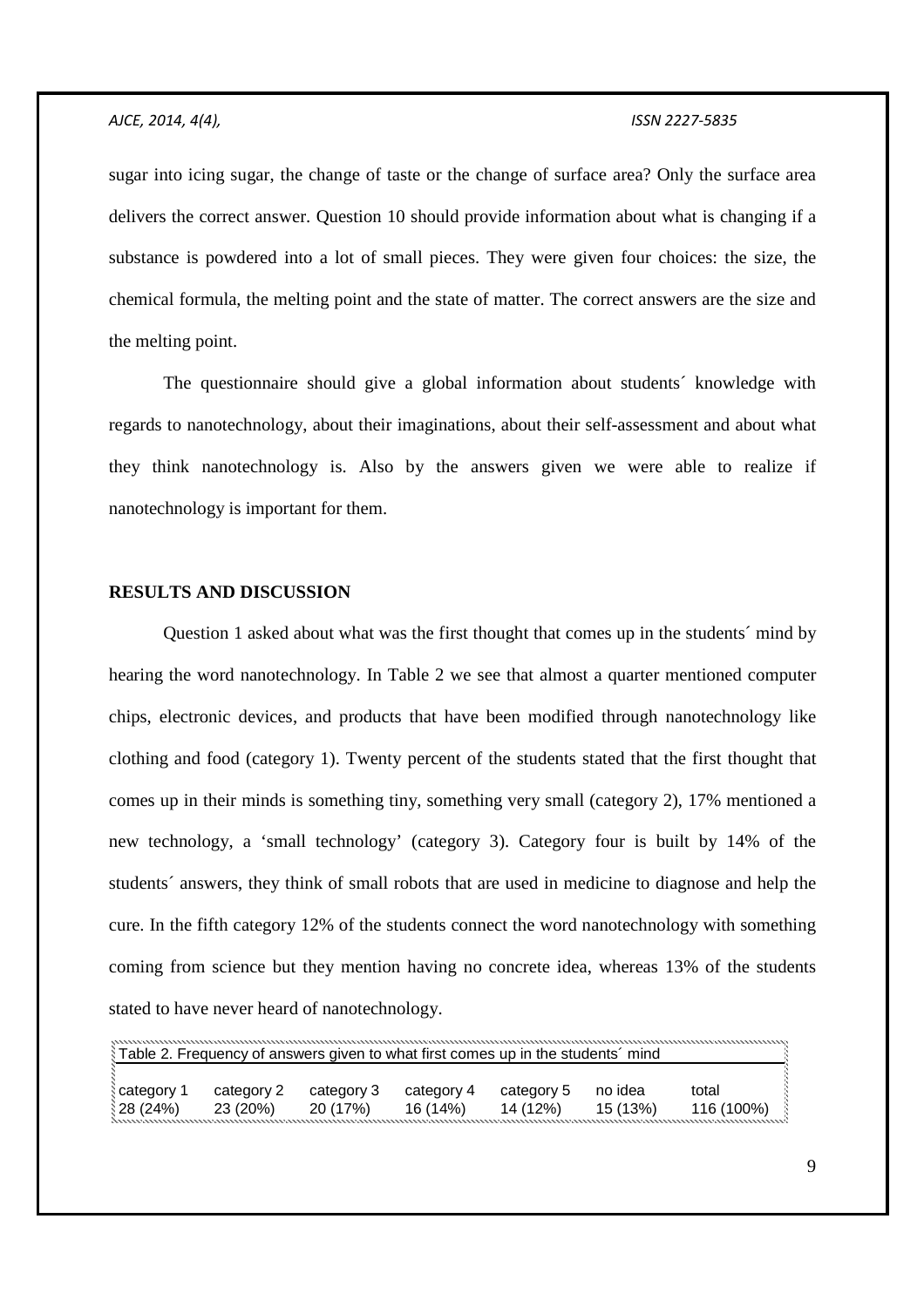sugar into icing sugar, the change of taste or the change of surface area? Only the surface area delivers the correct answer. Question 10 should provide information about what is changing if a substance is powdered into a lot of small pieces. They were given four choices: the size, the chemical formula, the melting point and the state of matter. The correct answers are the size and the melting point.

The questionnaire should give a global information about students´ knowledge with regards to nanotechnology, about their imaginations, about their self-assessment and about what they think nanotechnology is. Also by the answers given we were able to realize if nanotechnology is important for them.

## RESULTS AND DISCUSSION

Question 1 asked about what was the first thought that comes up in the students´ mind by hearing the word nanotechnology. In Table 2 we see that almost a quarter mentioned computer chips, electronic devices, and products that have been modified through nanotechnology like clothing and food (category 1). Twenty percent of the students stated that the first thought that comes up in their minds is something tiny, something very small (category 2), 17% mentioned a new technology, a 'small technology' (category 3). Category four is built by 14% of the students´ answers, they think of small robots that are used in medicine to diagnose and help the cure. In the fifth category 12% of the students connect the word nanotechnology with something coming from science but they mention having no concrete idea, whereas 13% of the students stated to have never heard of nanotechnology.

Table 2. Frequency of answers given to what first comes up in the students´ mind

| category 1 | category 2 | category 3 | category 4 | category 5 | no idea | total |
|---|---|---|---|---|---|---|
| 28 (24%) | 23 (20%) | 20 (17%) | 16 (14%) | 14 (12%) | 15 (13%) | 116 (100%) |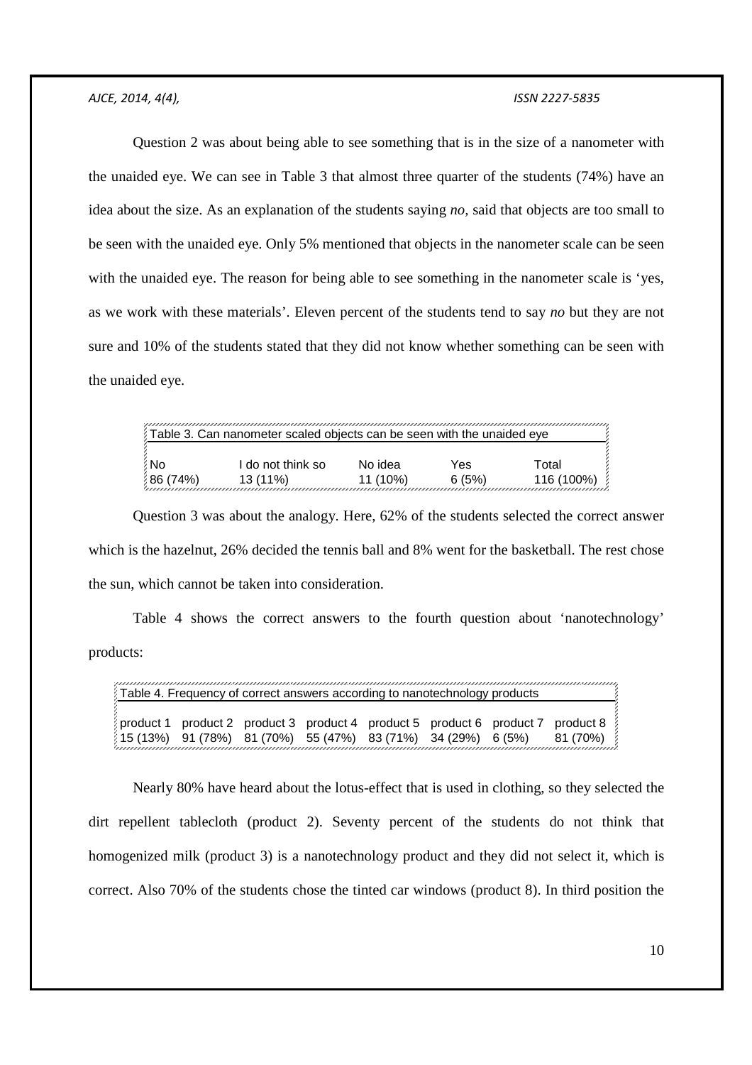Question 2 was about being able to see something that is in the size of a nanometer with the unaided eye. We can see in Table 3 that almost three quarter of the students (74%) have an idea about the size. As an explanation of the students saying *no*, said that objects are too small to be seen with the unaided eye. Only 5% mentioned that objects in the nanometer scale can be seen with the unaided eye. The reason for being able to see something in the nanometer scale is 'yes, as we work with these materials'. Eleven percent of the students tend to say *no* but they are not sure and 10% of the students stated that they did not know whether something can be seen with the unaided eye.

Table 3. Can nanometer scaled objects can be seen with the unaided eye

| No | I do not think so | No idea | Yes | Total |
|---|---|---|---|---|
| 86 (74%) | 13 (11%) | 11 (10%) | 6 (5%) | 116 (100%) |

Question 3 was about the analogy. Here, 62% of the students selected the correct answer which is the hazelnut, 26% decided the tennis ball and 8% went for the basketball. The rest chose the sun, which cannot be taken into consideration.

Table 4 shows the correct answers to the fourth question about 'nanotechnology' products:

Table 4. Frequency of correct answers according to nanotechnology products

| product 1 | product 2 | product 3 | product 4 | product 5 | product 6 | product 7 | product 8 |
|---|---|---|---|---|---|---|---|
| 15 (13%) | 91 (78%) | 81 (70%) | 55 (47%) | 83 (71%) | 34 (29%) | 6 (5%) | 81 (70%) |

Nearly 80% have heard about the lotus-effect that is used in clothing, so they selected the dirt repellent tablecloth (product 2). Seventy percent of the students do not think that homogenized milk (product 3) is a nanotechnology product and they did not select it, which is correct. Also 70% of the students chose the tinted car windows (product 8). In third position the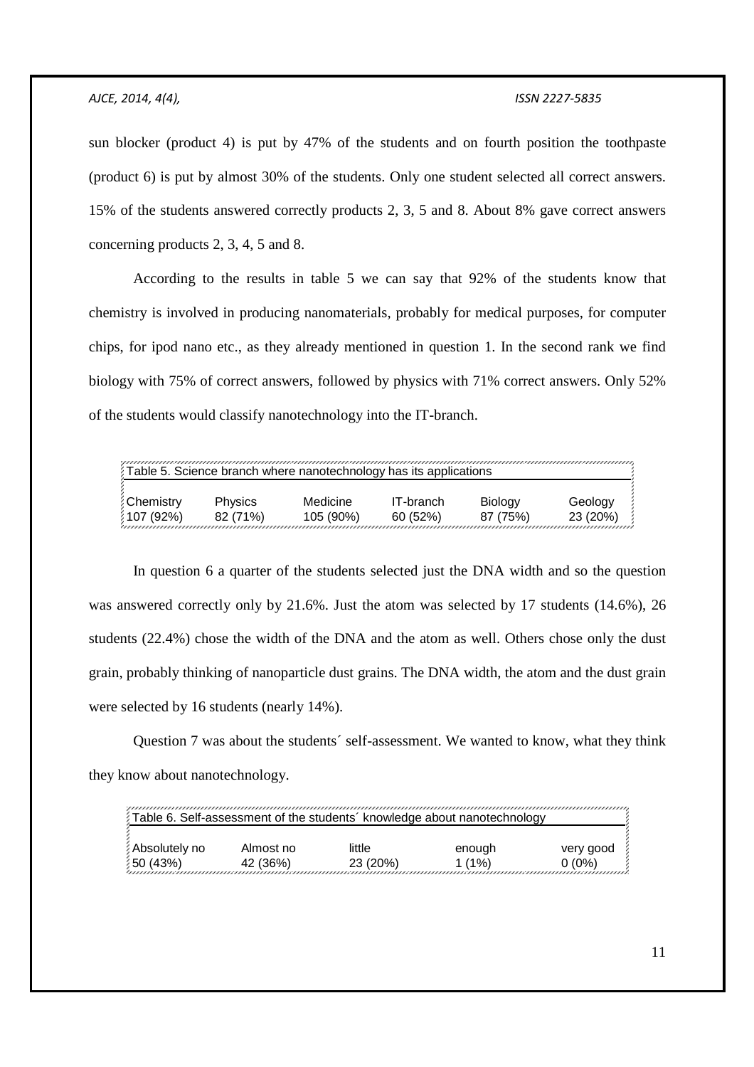sun blocker (product 4) is put by 47% of the students and on fourth position the toothpaste (product 6) is put by almost 30% of the students. Only one student selected all correct answers. 15% of the students answered correctly products 2, 3, 5 and 8. About 8% gave correct answers concerning products 2, 3, 4, 5 and 8.

According to the results in table 5 we can say that 92% of the students know that chemistry is involved in producing nanomaterials, probably for medical purposes, for computer chips, for ipod nano etc., as they already mentioned in question 1. In the second rank we find biology with 75% of correct answers, followed by physics with 71% correct answers. Only 52% of the students would classify nanotechnology into the IT-branch.

Table 5. Science branch where nanotechnology has its applications

| Chemistry | Physics | Medicine | IT-branch | Biology | Geology |
|---|---|---|---|---|---|
| 107 (92%) | 82 (71%) | 105 (90%) | 60 (52%) | 87 (75%) | 23 (20%) |

In question 6 a quarter of the students selected just the DNA width and so the question was answered correctly only by 21.6%. Just the atom was selected by 17 students (14.6%), 26 students (22.4%) chose the width of the DNA and the atom as well. Others chose only the dust grain, probably thinking of nanoparticle dust grains. The DNA width, the atom and the dust grain were selected by 16 students (nearly 14%).

Question 7 was about the students´ self-assessment. We wanted to know, what they think they know about nanotechnology.

Table 6. Self-assessment of the students´ knowledge about nanotechnology

| Absolutely no | Almost no | little | enough | very good |
|---|---|---|---|---|
| 50 (43%) | 42 (36%) | 23 (20%) | 1 (1%) | 0 (0%) |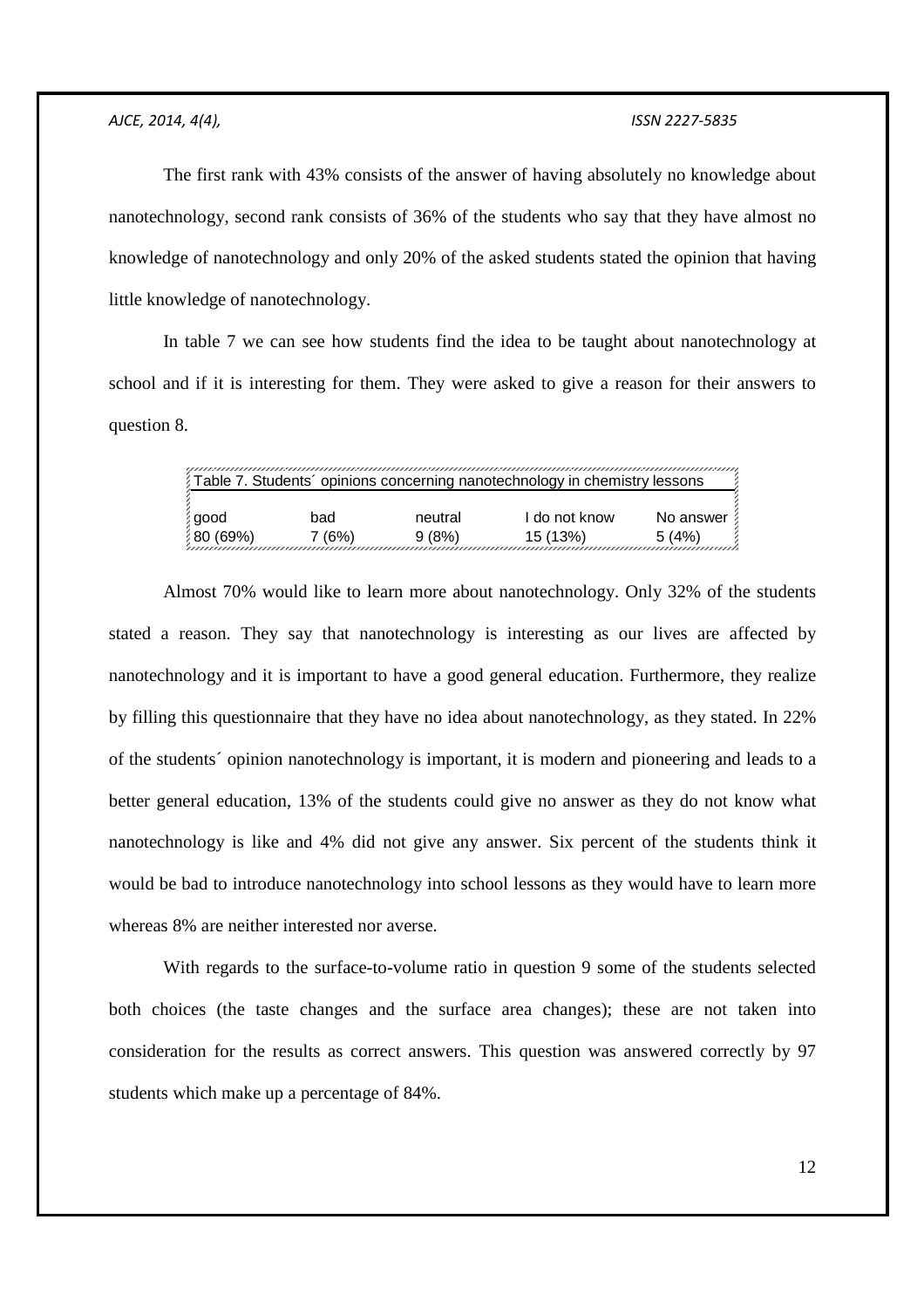The first rank with 43% consists of the answer of having absolutely no knowledge about nanotechnology, second rank consists of 36% of the students who say that they have almost no knowledge of nanotechnology and only 20% of the asked students stated the opinion that having little knowledge of nanotechnology.

In table 7 we can see how students find the idea to be taught about nanotechnology at school and if it is interesting for them. They were asked to give a reason for their answers to question 8.

Table 7. Students´ opinions concerning nanotechnology in chemistry lessons

| good | bad | neutral | I do not know | No answer |
|---|---|---|---|---|
| 80 (69%) | 7 (6%) | 9 (8%) | 15 (13%) | 5 (4%) |

Almost 70% would like to learn more about nanotechnology. Only 32% of the students stated a reason. They say that nanotechnology is interesting as our lives are affected by nanotechnology and it is important to have a good general education. Furthermore, they realize by filling this questionnaire that they have no idea about nanotechnology, as they stated. In 22% of the students´ opinion nanotechnology is important, it is modern and pioneering and leads to a better general education, 13% of the students could give no answer as they do not know what nanotechnology is like and 4% did not give any answer. Six percent of the students think it would be bad to introduce nanotechnology into school lessons as they would have to learn more whereas 8% are neither interested nor averse.

With regards to the surface-to-volume ratio in question 9 some of the students selected both choices (the taste changes and the surface area changes); these are not taken into consideration for the results as correct answers. This question was answered correctly by 97 students which make up a percentage of 84%.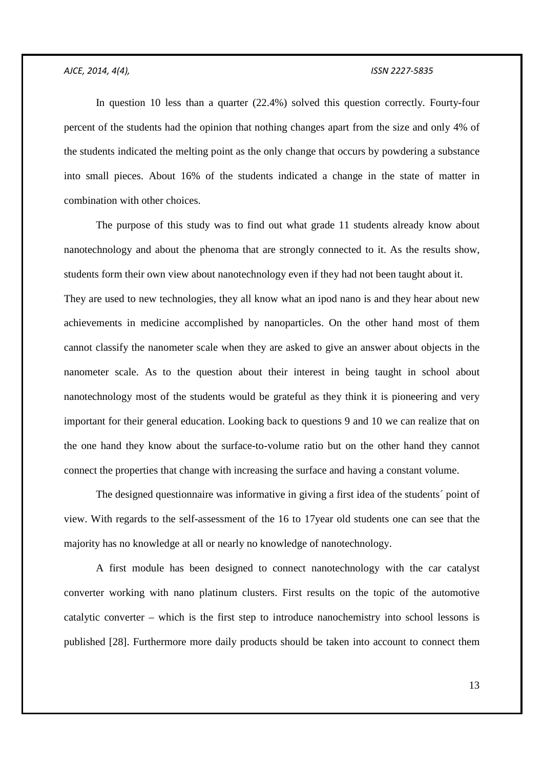In question 10 less than a quarter (22.4%) solved this question correctly. Fourty-four percent of the students had the opinion that nothing changes apart from the size and only 4% of the students indicated the melting point as the only change that occurs by powdering a substance into small pieces. About 16% of the students indicated a change in the state of matter in combination with other choices.

The purpose of this study was to find out what grade 11 students already know about nanotechnology and about the phenoma that are strongly connected to it. As the results show, students form their own view about nanotechnology even if they had not been taught about it. They are used to new technologies, they all know what an ipod nano is and they hear about new achievements in medicine accomplished by nanoparticles. On the other hand most of them cannot classify the nanometer scale when they are asked to give an answer about objects in the nanometer scale. As to the question about their interest in being taught in school about nanotechnology most of the students would be grateful as they think it is pioneering and very important for their general education. Looking back to questions 9 and 10 we can realize that on the one hand they know about the surface-to-volume ratio but on the other hand they cannot connect the properties that change with increasing the surface and having a constant volume.

The designed questionnaire was informative in giving a first idea of the students´ point of view. With regards to the self-assessment of the 16 to 17year old students one can see that the majority has no knowledge at all or nearly no knowledge of nanotechnology.

A first module has been designed to connect nanotechnology with the car catalyst converter working with nano platinum clusters. First results on the topic of the automotive catalytic converter – which is the first step to introduce nanochemistry into school lessons is published [28]. Furthermore more daily products should be taken into account to connect them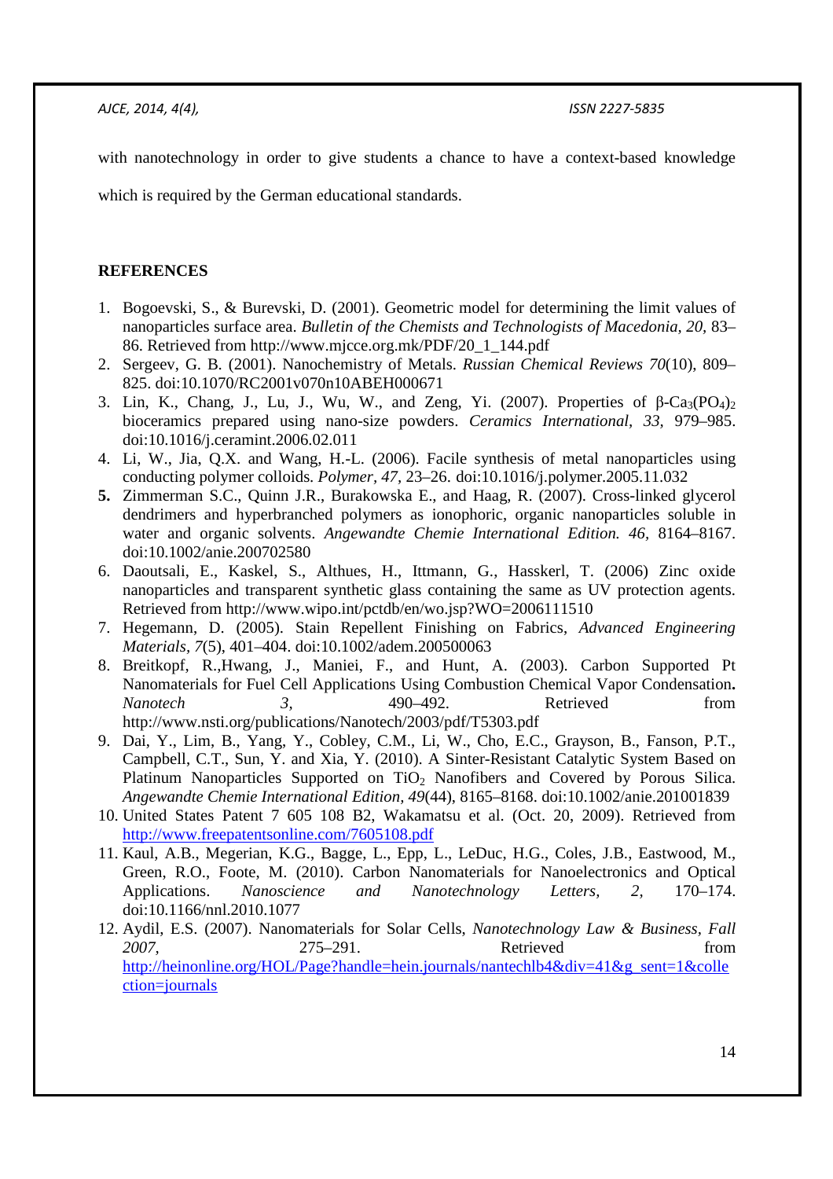with nanotechnology in order to give students a chance to have a context-based knowledge which is required by the German educational standards.

## REFERENCES

1. Bogoevski, S., & Burevski, D. (2001). Geometric model for determining the limit values of nanoparticles surface area. *Bulletin of the Chemists and Technologists of Macedonia*, *20*, 83–86. Retrieved from http://www.mjcce.org.mk/PDF/20_1_144.pdf
2. Sergeev, G. B. (2001). Nanochemistry of Metals. *Russian Chemical Reviews 70*(10), 809–825. doi:10.1070/RC2001v070n10ABEH000671
3. Lin, K., Chang, J., Lu, J., Wu, W., and Zeng, Yi. (2007). Properties of β-$Ca_3(PO_4)_2$ bioceramics prepared using nano-size powders. *Ceramics International*, *33*, 979–985. doi:10.1016/j.ceramint.2006.02.011
4. Li, W., Jia, Q.X. and Wang, H.-L. (2006). Facile synthesis of metal nanoparticles using conducting polymer colloids. *Polymer*, *47*, 23–26. doi:10.1016/j.polymer.2005.11.032
5. Zimmerman S.C., Quinn J.R., Burakowska E., and Haag, R. (2007). Cross-linked glycerol dendrimers and hyperbranched polymers as ionophoric, organic nanoparticles soluble in water and organic solvents. *Angewandte Chemie International Edition. 46*, 8164–8167. doi:10.1002/anie.200702580
6. Daoutsali, E., Kaskel, S., Althues, H., Ittmann, G., Hasskerl, T. (2006) Zinc oxide nanoparticles and transparent synthetic glass containing the same as UV protection agents. Retrieved from http://www.wipo.int/pctdb/en/wo.jsp?WO=2006111510
7. Hegemann, D. (2005). Stain Repellent Finishing on Fabrics, *Advanced Engineering Materials*, *7*(5), 401–404. doi:10.1002/adem.200500063
8. Breitkopf, R.,Hwang, J., Maniei, F., and Hunt, A. (2003). Carbon Supported Pt Nanomaterials for Fuel Cell Applications Using Combustion Chemical Vapor Condensation**.** *Nanotech 3*, 490–492. Retrieved from http://www.nsti.org/publications/Nanotech/2003/pdf/T5303.pdf
9. Dai, Y., Lim, B., Yang, Y., Cobley, C.M., Li, W., Cho, E.C., Grayson, B., Fanson, P.T., Campbell, C.T., Sun, Y. and Xia, Y. (2010). A Sinter-Resistant Catalytic System Based on Platinum Nanoparticles Supported on $TiO_2$ Nanofibers and Covered by Porous Silica. *Angewandte Chemie International Edition*, *49*(44), 8165–8168. doi:10.1002/anie.201001839
10. United States Patent 7 605 108 B2, Wakamatsu et al. (Oct. 20, 2009). Retrieved from http://www.freepatentsonline.com/7605108.pdf
11. Kaul, A.B., Megerian, K.G., Bagge, L., Epp, L., LeDuc, H.G., Coles, J.B., Eastwood, M., Green, R.O., Foote, M. (2010). Carbon Nanomaterials for Nanoelectronics and Optical Applications. *Nanoscience and Nanotechnology Letters, 2,* 170–174. doi:10.1166/nnl.2010.1077
12. Aydil, E.S. (2007). Nanomaterials for Solar Cells, *Nanotechnology Law & Business, Fall 2007,* 275–291. Retrieved from http://heinonline.org/HOL/Page?handle=hein.journals/nantechlb4&div=41&g_sent=1&collection=journals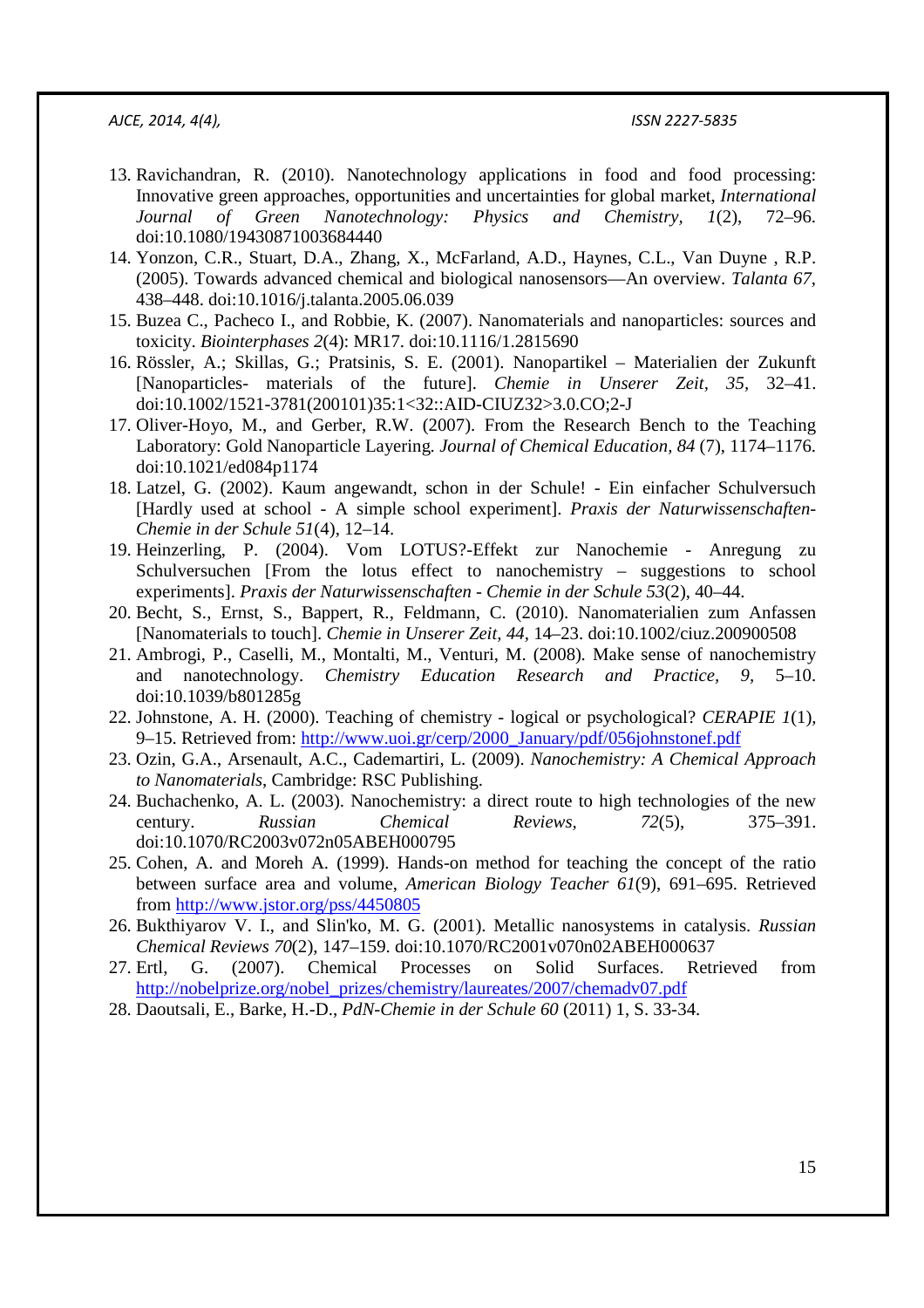13. Ravichandran, R. (2010). Nanotechnology applications in food and food processing: Innovative green approaches, opportunities and uncertainties for global market, *International Journal of Green Nanotechnology: Physics and Chemistry, 1*(2), 72–96. doi:10.1080/19430871003684440
14. Yonzon, C.R., Stuart, D.A., Zhang, X., McFarland, A.D., Haynes, C.L., Van Duyne , R.P. (2005). Towards advanced chemical and biological nanosensors—An overview. *Talanta 67*, 438–448. doi:10.1016/j.talanta.2005.06.039
15. Buzea C., Pacheco I., and Robbie, K. (2007). Nanomaterials and nanoparticles: sources and toxicity. *Biointerphases 2*(4): MR17. doi:10.1116/1.2815690
16. Rössler, A.; Skillas, G.; Pratsinis, S. E. (2001). Nanopartikel – Materialien der Zukunft [Nanoparticles- materials of the future]. *Chemie in Unserer Zeit, 35*, 32–41. doi:10.1002/1521-3781(200101)35:1<32::AID-CIUZ32>3.0.CO;2-J
17. Oliver-Hoyo, M., and Gerber, R.W. (2007). From the Research Bench to the Teaching Laboratory: Gold Nanoparticle Layering*. Journal of Chemical Education, 84* (7), 1174–1176. doi:10.1021/ed084p1174
18. Latzel, G. (2002). Kaum angewandt, schon in der Schule! - Ein einfacher Schulversuch [Hardly used at school - A simple school experiment]. *Praxis der Naturwissenschaften-Chemie in der Schule 51*(4), 12–14.
19. Heinzerling, P. (2004). Vom LOTUS?-Effekt zur Nanochemie - Anregung zu Schulversuchen [From the lotus effect to nanochemistry – suggestions to school experiments]. *Praxis der Naturwissenschaften - Chemie in der Schule 53*(2), 40–44.
20. Becht, S., Ernst, S., Bappert, R., Feldmann, C. (2010). Nanomaterialien zum Anfassen [Nanomaterials to touch]. *Chemie in Unserer Zeit, 44*, 14–23. doi:10.1002/ciuz.200900508
21. Ambrogi, P., Caselli, M., Montalti, M., Venturi, M. (2008). Make sense of nanochemistry and nanotechnology. *Chemistry Education Research and Practice, 9*, 5–10. doi:10.1039/b801285g
22. Johnstone, A. H. (2000). Teaching of chemistry - logical or psychological? *CERAPIE 1*(1), 9–15. Retrieved from: http://www.uoi.gr/cerp/2000_January/pdf/056johnstonef.pdf
23. Ozin, G.A., Arsenault, A.C., Cademartiri, L. (2009). *Nanochemistry: A Chemical Approach to Nanomaterials*, Cambridge: RSC Publishing.
24. Buchachenko, A. L. (2003). Nanochemistry: a direct route to high technologies of the new century. *Russian Chemical Reviews, 72*(5), 375–391. doi:10.1070/RC2003v072n05ABEH000795
25. Cohen, A. and Moreh A. (1999). Hands-on method for teaching the concept of the ratio between surface area and volume, *American Biology Teacher 61*(9), 691–695. Retrieved from http://www.jstor.org/pss/4450805
26. Bukthiyarov V. I., and Slin'ko, M. G. (2001). Metallic nanosystems in catalysis. *Russian Chemical Reviews 70*(2), 147–159. doi:10.1070/RC2001v070n02ABEH000637
27. Ertl, G. (2007). Chemical Processes on Solid Surfaces. Retrieved from http://nobelprize.org/nobel_prizes/chemistry/laureates/2007/chemadv07.pdf
28. Daoutsali, E., Barke, H.-D., *PdN-Chemie in der Schule 60* (2011) 1, S. 33-34.